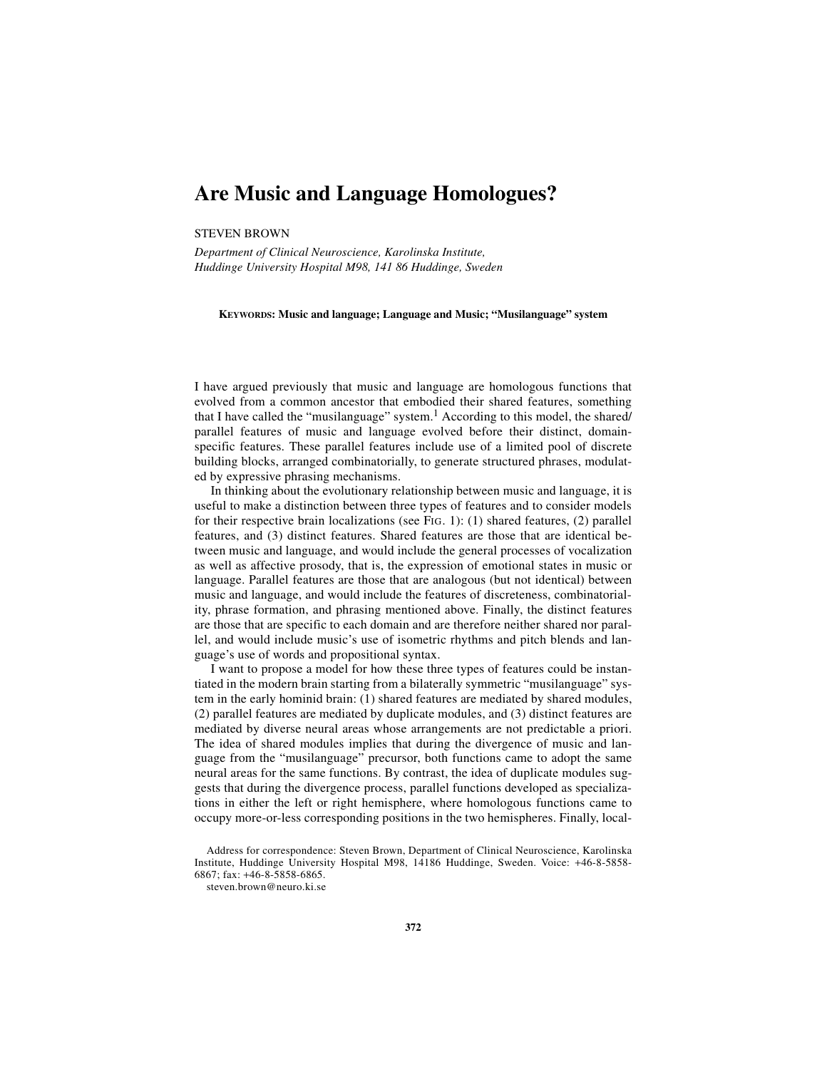# Are Music and Language Homologues?

STEVEN BROWN

*Department of Clinical Neuroscience, Karolinska Institute, Huddinge University Hospital M98, 141 86 Huddinge, Sweden*

**KEYWORDS: Music and language; Language and Music; "Musilanguage" system**

I have argued previously that music and language are homologous functions that evolved from a common ancestor that embodied their shared features, something that I have called the "musilanguage" system.[1] According to this model, the shared/parallel features of music and language evolved before their distinct, domain-specific features. These parallel features include use of a limited pool of discrete building blocks, arranged combinatorially, to generate structured phrases, modulated by expressive phrasing mechanisms.

In thinking about the evolutionary relationship between music and language, it is useful to make a distinction between three types of features and to consider models for their respective brain localizations (see FIG. 1): (1) shared features, (2) parallel features, and (3) distinct features. Shared features are those that are identical between music and language, and would include the general processes of vocalization as well as affective prosody, that is, the expression of emotional states in music or language. Parallel features are those that are analogous (but not identical) between music and language, and would include the features of discreteness, combinatoriality, phrase formation, and phrasing mentioned above. Finally, the distinct features are those that are specific to each domain and are therefore neither shared nor parallel, and would include music's use of isometric rhythms and pitch blends and language's use of words and propositional syntax.

I want to propose a model for how these three types of features could be instantiated in the modern brain starting from a bilaterally symmetric "musilanguage" system in the early hominid brain: (1) shared features are mediated by shared modules, (2) parallel features are mediated by duplicate modules, and (3) distinct features are mediated by diverse neural areas whose arrangements are not predictable a priori. The idea of shared modules implies that during the divergence of music and language from the "musilanguage" precursor, both functions came to adopt the same neural areas for the same functions. By contrast, the idea of duplicate modules suggests that during the divergence process, parallel functions developed as specializations in either the left or right hemisphere, where homologous functions came to occupy more-or-less corresponding positions in the two hemispheres. Finally, local-

Address for correspondence: Steven Brown, Department of Clinical Neuroscience, Karolinska Institute, Huddinge University Hospital M98, 14186 Huddinge, Sweden. Voice: +46-8-5858-6867; fax: +46-8-5858-6865.

steven.brown@neuro.ki.se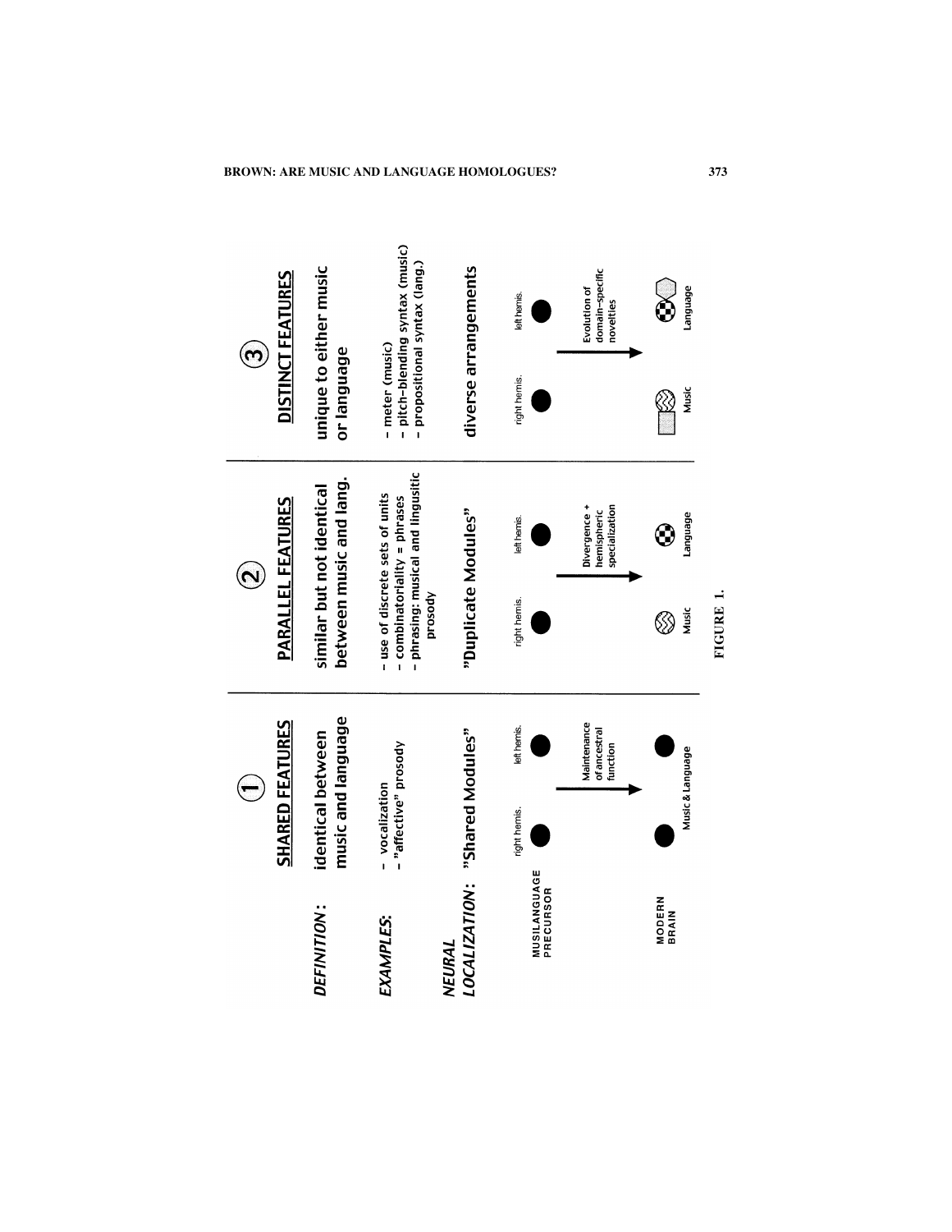| | ① SHARED FEATURES | ② PARALLEL FEATURES | ③ DISTINCT FEATURES |
|---|---|---|---|
| *DEFINITION:* | identical between music and language | similar but not identical between music and lang. | unique to either music or language |
| *EXAMPLES:* | - vocalization<br>- "affective" prosody | - use of discrete sets of units<br>- combinatoriality = phrases<br>- phrasing: musical and lingusitic prosody | - meter (music)<br>- pitch-blending syntax (music)<br>- propositional syntax (lang.) |
| *NEURAL LOCALIZATION:* | "Shared Modules" | "Duplicate Modules" | diverse arrangements |
| MUSILANGUAGE PRECURSOR | right hemis. / left hemis. | right hemis. / left hemis. | right hemis. / left hemis. |
| | Maintenance of ancestral function | Divergence + hemispheric specialization | Evolution of domain-specific novelties |
| MODERN BRAIN | Music & Language | Music / Language | Music / Language |

FIGURE 1.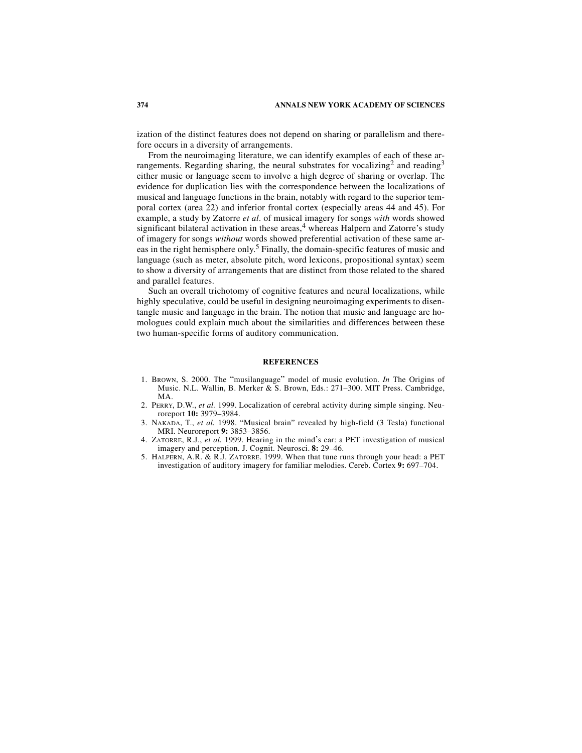ization of the distinct features does not depend on sharing or parallelism and therefore occurs in a diversity of arrangements.

From the neuroimaging literature, we can identify examples of each of these arrangements. Regarding sharing, the neural substrates for vocalizing[2] and reading[3] either music or language seem to involve a high degree of sharing or overlap. The evidence for duplication lies with the correspondence between the localizations of musical and language functions in the brain, notably with regard to the superior temporal cortex (area 22) and inferior frontal cortex (especially areas 44 and 45). For example, a study by Zatorre *et al*. of musical imagery for songs *with* words showed significant bilateral activation in these areas,[4] whereas Halpern and Zatorre's study of imagery for songs *without* words showed preferential activation of these same areas in the right hemisphere only.[5] Finally, the domain-specific features of music and language (such as meter, absolute pitch, word lexicons, propositional syntax) seem to show a diversity of arrangements that are distinct from those related to the shared and parallel features.

Such an overall trichotomy of cognitive features and neural localizations, while highly speculative, could be useful in designing neuroimaging experiments to disentangle music and language in the brain. The notion that music and language are homologues could explain much about the similarities and differences between these two human-specific forms of auditory communication.

## REFERENCES

1. Brown, S. 2000. The "musilanguage" model of music evolution. *In* The Origins of Music. N.L. Wallin, B. Merker & S. Brown, Eds.: 271–300. MIT Press. Cambridge, MA.
2. Perry, D.W., *et al.* 1999. Localization of cerebral activity during simple singing. Neuroreport **10:** 3979–3984.
3. Nakada, T., *et al.* 1998. "Musical brain" revealed by high-field (3 Tesla) functional MRI. Neuroreport **9:** 3853–3856.
4. Zatorre, R.J., *et al.* 1999. Hearing in the mind's ear: a PET investigation of musical imagery and perception. J. Cognit. Neurosci. **8:** 29–46.
5. Halpern, A.R. & R.J. Zatorre. 1999. When that tune runs through your head: a PET investigation of auditory imagery for familiar melodies. Cereb. Cortex **9:** 697–704.